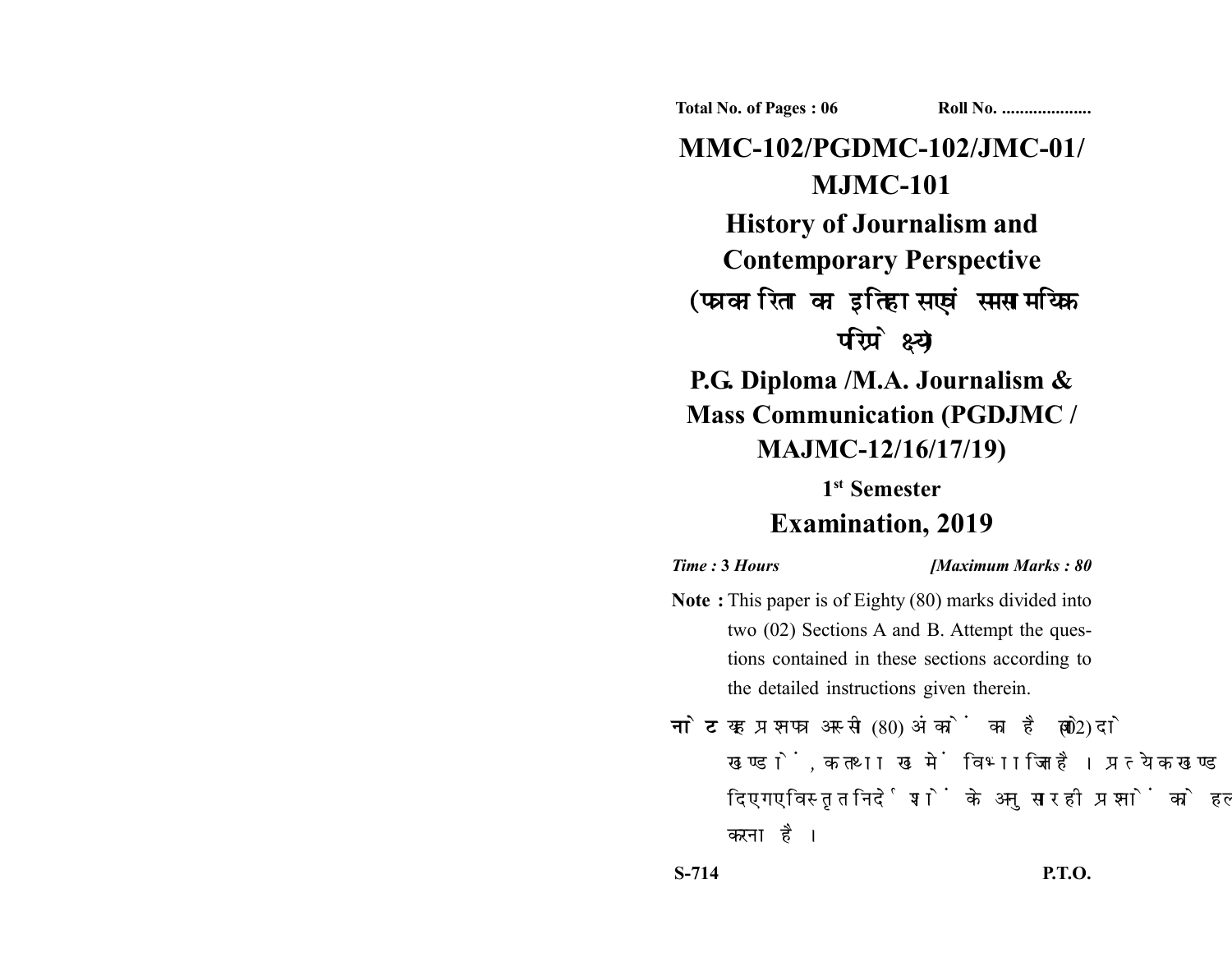Total No. of Pages : 06 Roll No. ....................

# MMC-102/PGDMC-102/JMC-01/ MJMC-101

## History of Journalism and Contemporary Perspective

## (पत्रकारिता का इतिहास एवं समसामयिक परिप्रेक्ष्य)

## P.G. Diploma /M.A. Journalism & Mass Communication (PGDJMC / MAJMC-12/16/17/19)

### 1st Semester

## Examination, 2019

*Time : 3 Hours* *[Maximum Marks : 80*

**Note :** This paper is of Eighty (80) marks divided into two (02) Sections A and B. Attempt the questions contained in these sections according to the detailed instructions given therein.

**नोट :** यह प्रश्नपत्र अस्सी (80) अंकों का है जो दो (02) खण्डों, क तथा ख में विभाजित है। प्रत्येक खण्ड में दिए गए विस्तृत निर्देशों के अनुसार ही प्रश्नों को हल करना है।

S-714 P.T.O.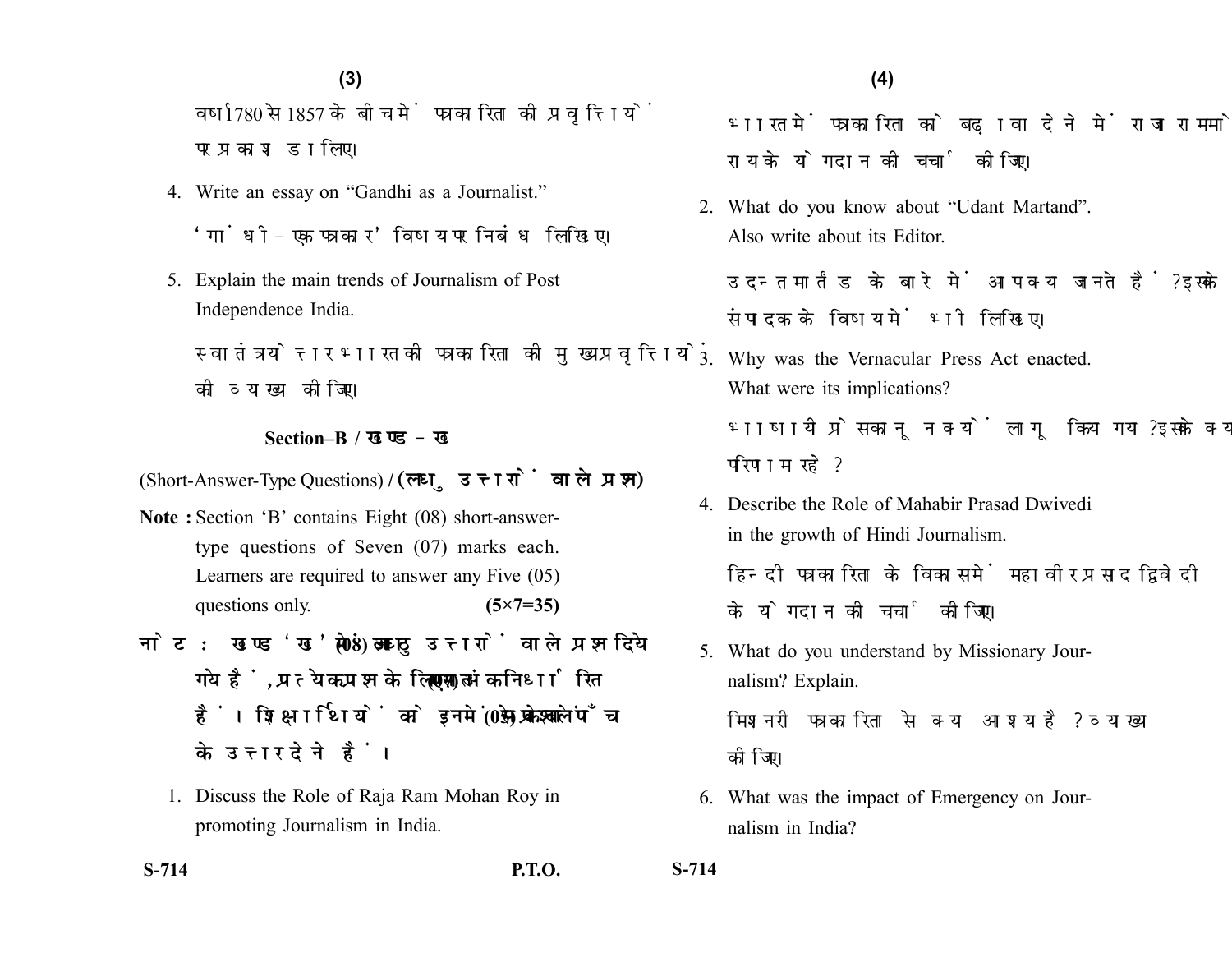वर्ष 1780 से 1857 के बीच में पत्रकारिता की प्रवृत्तियों पर प्रकाश डालिए।

4. Write an essay on "Gandhi as a Journalist."

   'गांधी – एक पत्रकार' विषय पर निबंध लिखिए।

5. Explain the main trends of Journalism of Post Independence India.

   स्वातंत्र्योत्तर भारत की पत्रकारिता की मुख्य प्रवृत्तियों की व्याख्या कीजिए।

## Section–B / खण्ड – ख

(Short-Answer-Type Questions) / (लघु उत्तरों वाले प्रश्न)

**Note :** Section 'B' contains Eight (08) short-answer-type questions of Seven (07) marks each. Learners are required to answer any Five (05) questions only. **(5×7=35)**

**नोट :** खण्ड 'ख' में आठ (08) लघु उत्तरों वाले प्रश्न दिये गये हैं, प्रत्येक प्रश्न के लिए सात (07) अंक निर्धारित हैं। शिक्षार्थियों को इनमें से केवल पाँच (05) प्रश्नों के उत्तर देने हैं।

1. Discuss the Role of Raja Ram Mohan Roy in promoting Journalism in India.

   भारत में पत्रकारिता को बढ़ावा देने में राजा राममोहन राय के योगदान की चर्चा कीजिए।

2. What do you know about "Udant Martand". Also write about its Editor.

   उदन्त मार्तंड के बारे में आप क्या जानते हैं? इसके संपादक के विषय में भी लिखिए।

3. Why was the Vernacular Press Act enacted. What were its implications?

   भाषायी प्रेस कानून क्यों लागू किया गया? इसके क्या परिणाम रहे?

4. Describe the Role of Mahabir Prasad Dwivedi in the growth of Hindi Journalism.

   हिन्दी पत्रकारिता के विकास में महावीर प्रसाद द्विवेदी के योगदान की चर्चा कीजिए।

5. What do you understand by Missionary Journalism? Explain.

   मिशनरी पत्रकारिता से क्या आशय है? व्याख्या कीजिए।

6. What was the impact of Emergency on Journalism in India?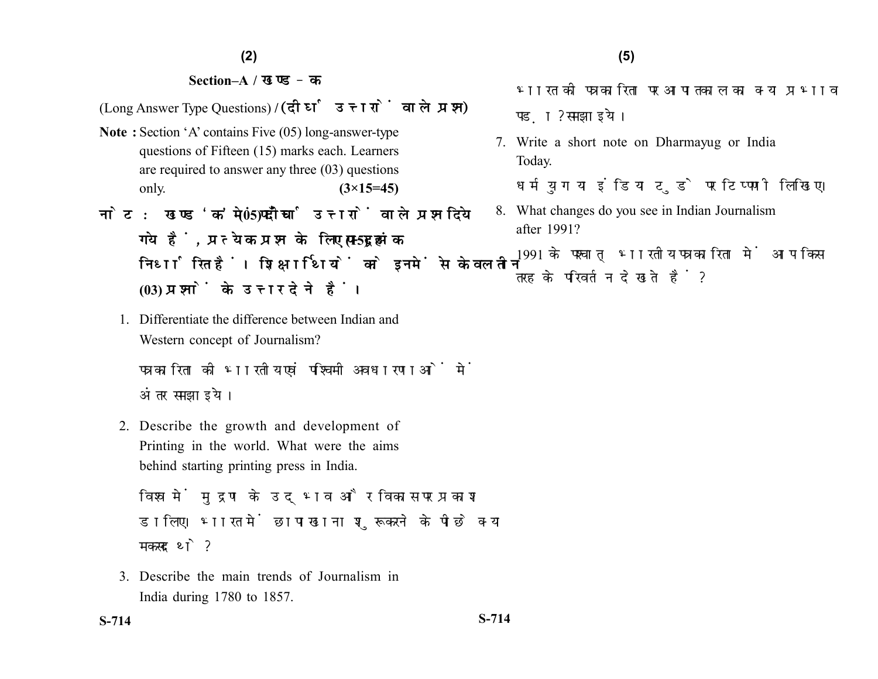**Section–A / खण्ड – क**

(Long Answer Type Questions) / **(दीर्घ उत्तरों वाले प्रश्न)**

**Note :** Section 'A' contains Five (05) long-answer-type questions of Fifteen (15) marks each. Learners are required to answer any three (03) questions only. **(3×15=45)**

**नोट :** खण्ड 'क' में **(05)** पाँच दीर्घ उत्तरों वाले प्रश्न दिये गये हैं, प्रत्येक प्रश्न के लिए **(15)** अंक निर्धारित हैं। शिक्षार्थियों को इनमें से केवल तीन **(03)** प्रश्नों के उत्तर देने हैं।

1. Differentiate the difference between Indian and Western concept of Journalism?

   पत्रकारिता की भारतीय एवं पश्चिमी अवधारणाओं में अंतर समझाइये।

2. Describe the growth and development of Printing in the world. What were the aims behind starting printing press in India.

   विश्व में मुद्रण के उद्भव और विकास पर प्रकाश डालिए। भारत में छापाखाना शुरू करने के पीछे क्या मकसद थे?

3. Describe the main trends of Journalism in India during 1780 to 1857.

भारत की पत्रकारिता पर आपातकाल का क्या प्रभाव पड़ा? समझाइये।

7. Write a short note on Dharmayug or India Today.

   धर्मयुग या इंडिया टुडे पर टिप्पणी लिखिए।

8. What changes do you see in Indian Journalism after 1991?

   1991 के पश्चात् भारतीय पत्रकारिता में आप किस तरह के परिवर्तन देखते हैं?